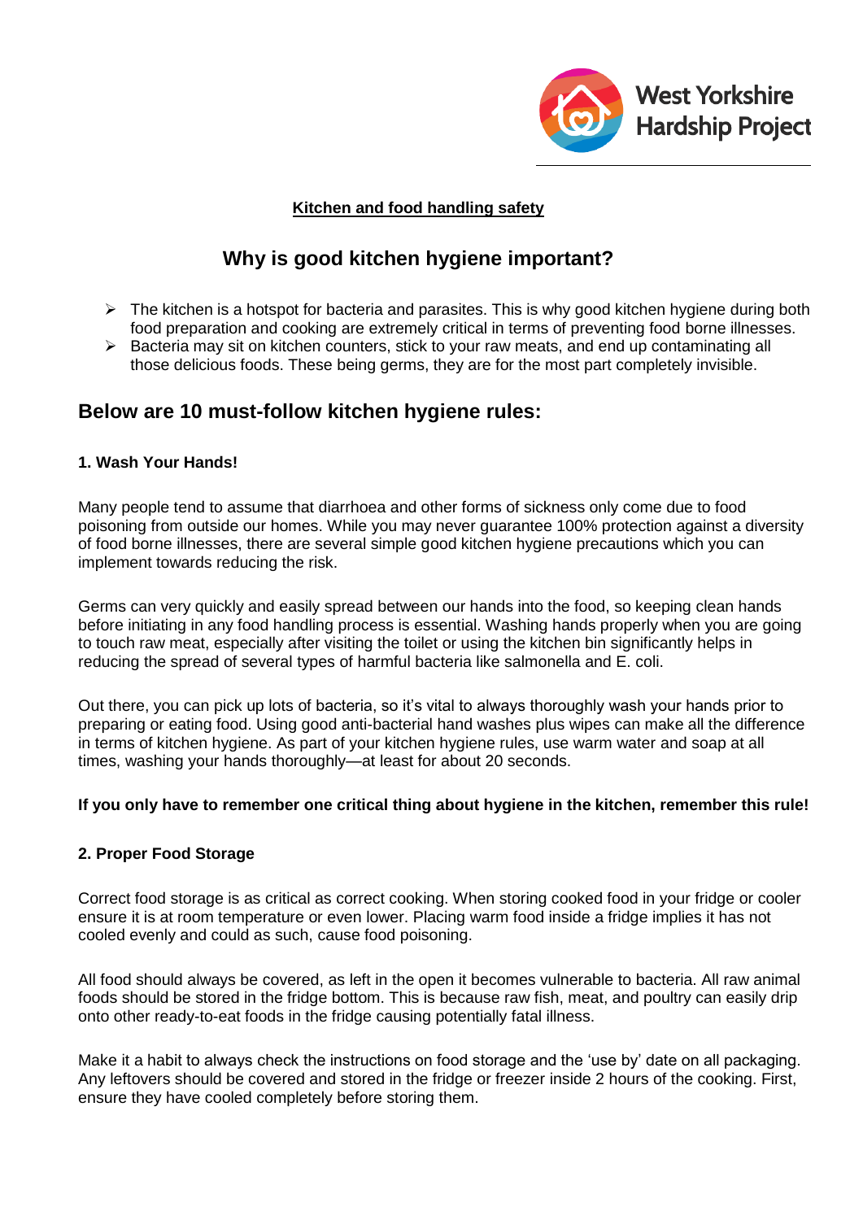West Yorkshire Hardship Project

**Kitchen and food handling safety**

## Why is good kitchen hygiene important?

- The kitchen is a hotspot for bacteria and parasites. This is why good kitchen hygiene during both food preparation and cooking are extremely critical in terms of preventing food borne illnesses.
- Bacteria may sit on kitchen counters, stick to your raw meats, and end up contaminating all those delicious foods. These being germs, they are for the most part completely invisible.

## Below are 10 must-follow kitchen hygiene rules:

### 1. Wash Your Hands!

Many people tend to assume that diarrhoea and other forms of sickness only come due to food poisoning from outside our homes. While you may never guarantee 100% protection against a diversity of food borne illnesses, there are several simple good kitchen hygiene precautions which you can implement towards reducing the risk.

Germs can very quickly and easily spread between our hands into the food, so keeping clean hands before initiating in any food handling process is essential. Washing hands properly when you are going to touch raw meat, especially after visiting the toilet or using the kitchen bin significantly helps in reducing the spread of several types of harmful bacteria like salmonella and E. coli.

Out there, you can pick up lots of bacteria, so it's vital to always thoroughly wash your hands prior to preparing or eating food. Using good anti-bacterial hand washes plus wipes can make all the difference in terms of kitchen hygiene. As part of your kitchen hygiene rules, use warm water and soap at all times, washing your hands thoroughly—at least for about 20 seconds.

**If you only have to remember one critical thing about hygiene in the kitchen, remember this rule!**

### 2. Proper Food Storage

Correct food storage is as critical as correct cooking. When storing cooked food in your fridge or cooler ensure it is at room temperature or even lower. Placing warm food inside a fridge implies it has not cooled evenly and could as such, cause food poisoning.

All food should always be covered, as left in the open it becomes vulnerable to bacteria. All raw animal foods should be stored in the fridge bottom. This is because raw fish, meat, and poultry can easily drip onto other ready-to-eat foods in the fridge causing potentially fatal illness.

Make it a habit to always check the instructions on food storage and the 'use by' date on all packaging. Any leftovers should be covered and stored in the fridge or freezer inside 2 hours of the cooking. First, ensure they have cooled completely before storing them.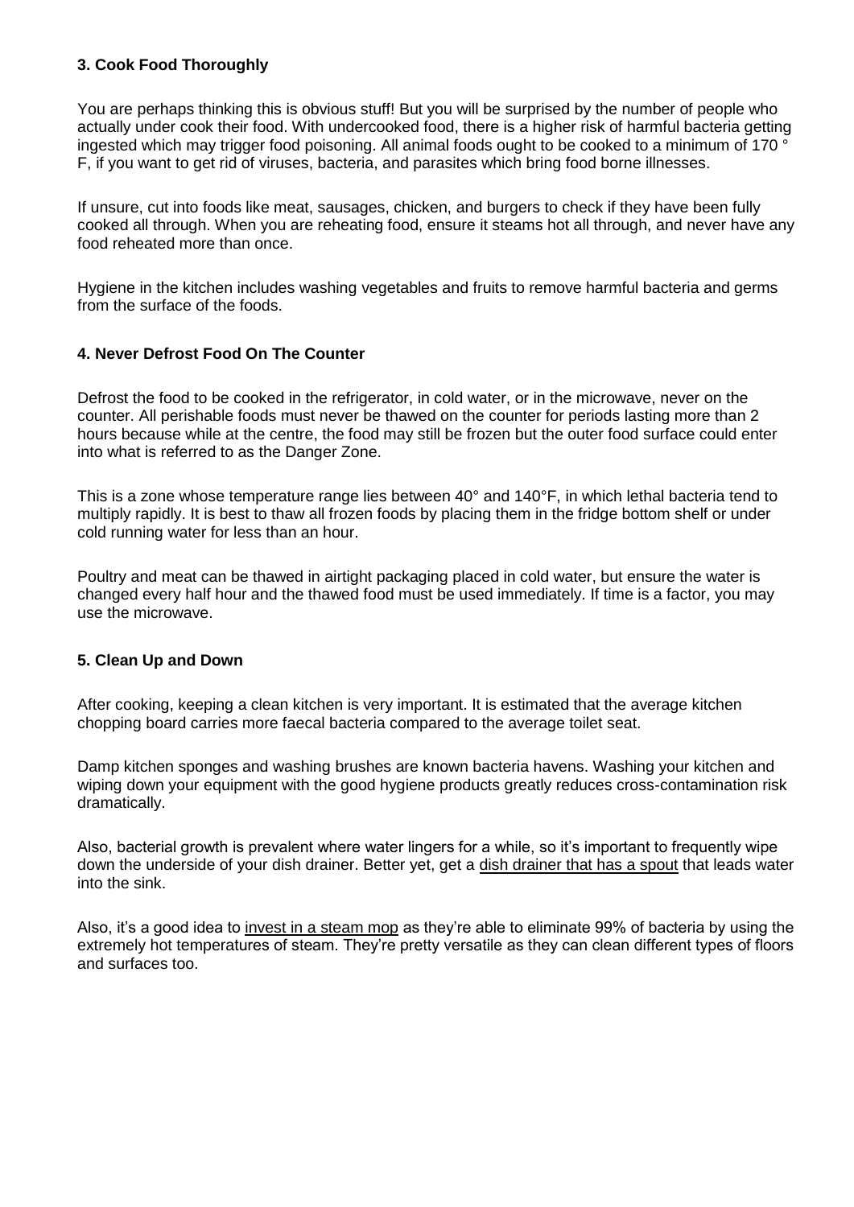**3. Cook Food Thoroughly**

You are perhaps thinking this is obvious stuff! But you will be surprised by the number of people who actually under cook their food. With undercooked food, there is a higher risk of harmful bacteria getting ingested which may trigger food poisoning. All animal foods ought to be cooked to a minimum of 170 ° F, if you want to get rid of viruses, bacteria, and parasites which bring food borne illnesses.

If unsure, cut into foods like meat, sausages, chicken, and burgers to check if they have been fully cooked all through. When you are reheating food, ensure it steams hot all through, and never have any food reheated more than once.

Hygiene in the kitchen includes washing vegetables and fruits to remove harmful bacteria and germs from the surface of the foods.

**4. Never Defrost Food On The Counter**

Defrost the food to be cooked in the refrigerator, in cold water, or in the microwave, never on the counter. All perishable foods must never be thawed on the counter for periods lasting more than 2 hours because while at the centre, the food may still be frozen but the outer food surface could enter into what is referred to as the Danger Zone.

This is a zone whose temperature range lies between 40° and 140°F, in which lethal bacteria tend to multiply rapidly. It is best to thaw all frozen foods by placing them in the fridge bottom shelf or under cold running water for less than an hour.

Poultry and meat can be thawed in airtight packaging placed in cold water, but ensure the water is changed every half hour and the thawed food must be used immediately. If time is a factor, you may use the microwave.

**5. Clean Up and Down**

After cooking, keeping a clean kitchen is very important. It is estimated that the average kitchen chopping board carries more faecal bacteria compared to the average toilet seat.

Damp kitchen sponges and washing brushes are known bacteria havens. Washing your kitchen and wiping down your equipment with the good hygiene products greatly reduces cross-contamination risk dramatically.

Also, bacterial growth is prevalent where water lingers for a while, so it's important to frequently wipe down the underside of your dish drainer. Better yet, get a dish drainer that has a spout that leads water into the sink.

Also, it's a good idea to invest in a steam mop as they're able to eliminate 99% of bacteria by using the extremely hot temperatures of steam. They're pretty versatile as they can clean different types of floors and surfaces too.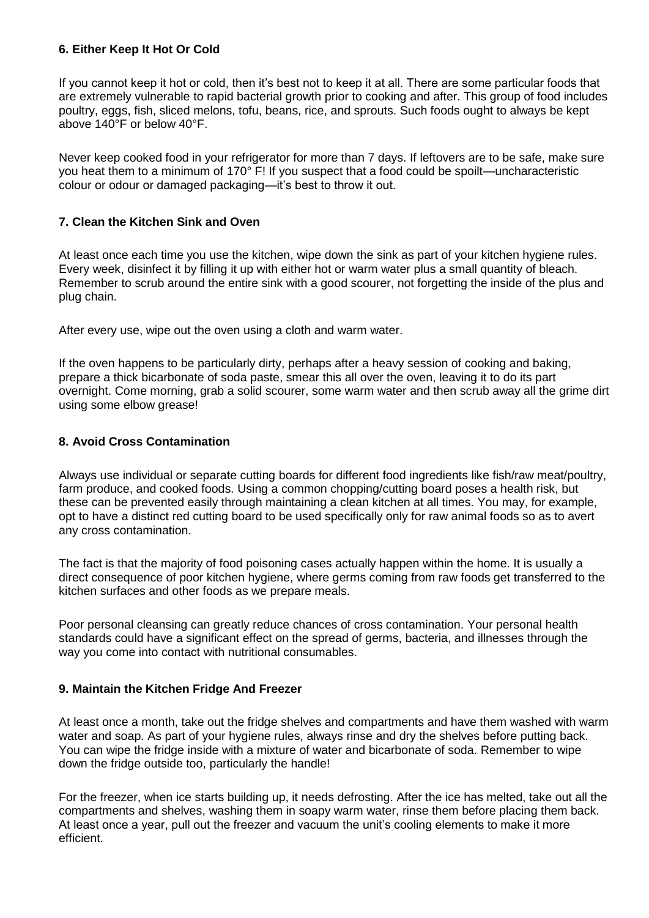### 6. Either Keep It Hot Or Cold

If you cannot keep it hot or cold, then it's best not to keep it at all. There are some particular foods that are extremely vulnerable to rapid bacterial growth prior to cooking and after. This group of food includes poultry, eggs, fish, sliced melons, tofu, beans, rice, and sprouts. Such foods ought to always be kept above 140°F or below 40°F.

Never keep cooked food in your refrigerator for more than 7 days. If leftovers are to be safe, make sure you heat them to a minimum of 170° F! If you suspect that a food could be spoilt—uncharacteristic colour or odour or damaged packaging—it's best to throw it out.

### 7. Clean the Kitchen Sink and Oven

At least once each time you use the kitchen, wipe down the sink as part of your kitchen hygiene rules. Every week, disinfect it by filling it up with either hot or warm water plus a small quantity of bleach. Remember to scrub around the entire sink with a good scourer, not forgetting the inside of the plus and plug chain.

After every use, wipe out the oven using a cloth and warm water.

If the oven happens to be particularly dirty, perhaps after a heavy session of cooking and baking, prepare a thick bicarbonate of soda paste, smear this all over the oven, leaving it to do its part overnight. Come morning, grab a solid scourer, some warm water and then scrub away all the grime dirt using some elbow grease!

### 8. Avoid Cross Contamination

Always use individual or separate cutting boards for different food ingredients like fish/raw meat/poultry, farm produce, and cooked foods. Using a common chopping/cutting board poses a health risk, but these can be prevented easily through maintaining a clean kitchen at all times. You may, for example, opt to have a distinct red cutting board to be used specifically only for raw animal foods so as to avert any cross contamination.

The fact is that the majority of food poisoning cases actually happen within the home. It is usually a direct consequence of poor kitchen hygiene, where germs coming from raw foods get transferred to the kitchen surfaces and other foods as we prepare meals.

Poor personal cleansing can greatly reduce chances of cross contamination. Your personal health standards could have a significant effect on the spread of germs, bacteria, and illnesses through the way you come into contact with nutritional consumables.

### 9. Maintain the Kitchen Fridge And Freezer

At least once a month, take out the fridge shelves and compartments and have them washed with warm water and soap. As part of your hygiene rules, always rinse and dry the shelves before putting back. You can wipe the fridge inside with a mixture of water and bicarbonate of soda. Remember to wipe down the fridge outside too, particularly the handle!

For the freezer, when ice starts building up, it needs defrosting. After the ice has melted, take out all the compartments and shelves, washing them in soapy warm water, rinse them before placing them back. At least once a year, pull out the freezer and vacuum the unit's cooling elements to make it more efficient.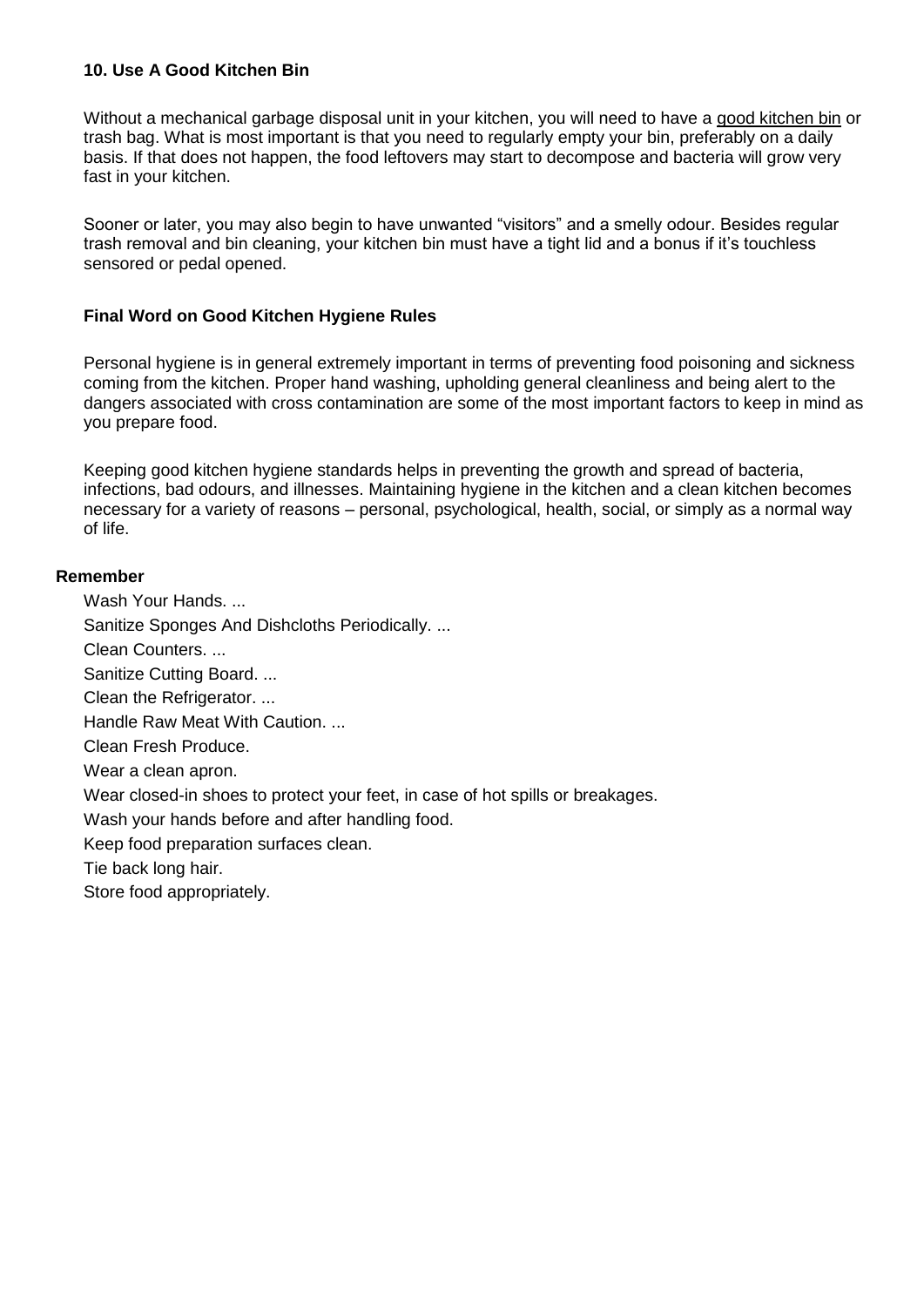**10. Use A Good Kitchen Bin**

Without a mechanical garbage disposal unit in your kitchen, you will need to have a good kitchen bin or trash bag. What is most important is that you need to regularly empty your bin, preferably on a daily basis. If that does not happen, the food leftovers may start to decompose and bacteria will grow very fast in your kitchen.

Sooner or later, you may also begin to have unwanted "visitors" and a smelly odour. Besides regular trash removal and bin cleaning, your kitchen bin must have a tight lid and a bonus if it's touchless sensored or pedal opened.

**Final Word on Good Kitchen Hygiene Rules**

Personal hygiene is in general extremely important in terms of preventing food poisoning and sickness coming from the kitchen. Proper hand washing, upholding general cleanliness and being alert to the dangers associated with cross contamination are some of the most important factors to keep in mind as you prepare food.

Keeping good kitchen hygiene standards helps in preventing the growth and spread of bacteria, infections, bad odours, and illnesses. Maintaining hygiene in the kitchen and a clean kitchen becomes necessary for a variety of reasons – personal, psychological, health, social, or simply as a normal way of life.

**Remember**

Wash Your Hands. ...

Sanitize Sponges And Dishcloths Periodically. ...

Clean Counters. ...

Sanitize Cutting Board. ...

Clean the Refrigerator. ...

Handle Raw Meat With Caution. ...

Clean Fresh Produce.

Wear a clean apron.

Wear closed-in shoes to protect your feet, in case of hot spills or breakages.

Wash your hands before and after handling food.

Keep food preparation surfaces clean.

Tie back long hair.

Store food appropriately.